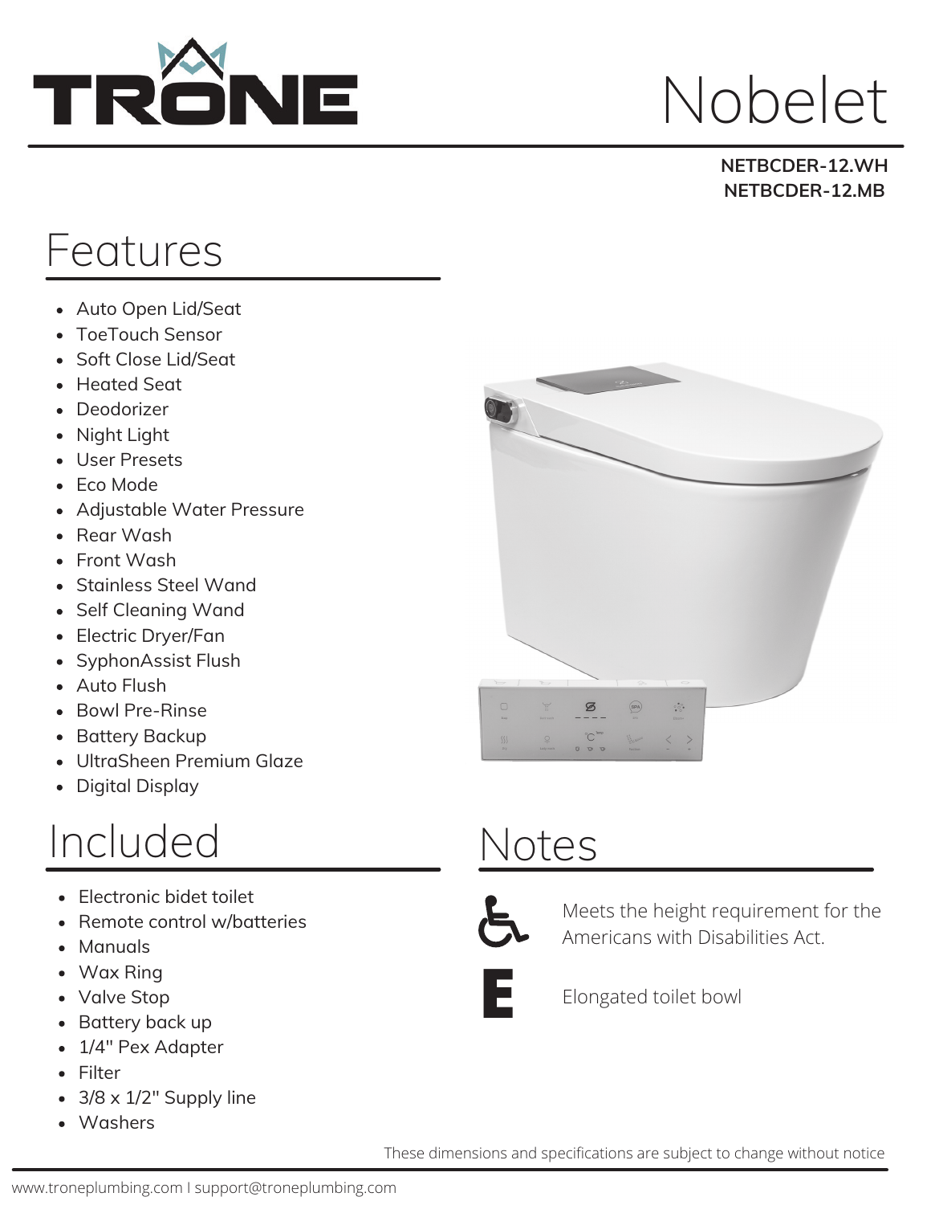# TRONE

# Nobelet

**NETBCDER-12.WH**
**NETBCDER-12.MB**

## Features

- Auto Open Lid/Seat
- ToeTouch Sensor
- Soft Close Lid/Seat
- Heated Seat
- Deodorizer
- Night Light
- User Presets
- Eco Mode
- Adjustable Water Pressure
- Rear Wash
- Front Wash
- Stainless Steel Wand
- Self Cleaning Wand
- Electric Dryer/Fan
- SyphonAssist Flush
- Auto Flush
- Bowl Pre-Rinse
- Battery Backup
- UltraSheen Premium Glaze
- Digital Display

## Included

- Electronic bidet toilet
- Remote control w/batteries
- Manuals
- Wax Ring
- Valve Stop
- Battery back up
- 1/4" Pex Adapter
- Filter
- 3/8 x 1/2" Supply line
- Washers

## Notes

Meets the height requirement for the Americans with Disabilities Act.

Elongated toilet bowl

These dimensions and specifications are subject to change without notice

www.troneplumbing.com I support@troneplumbing.com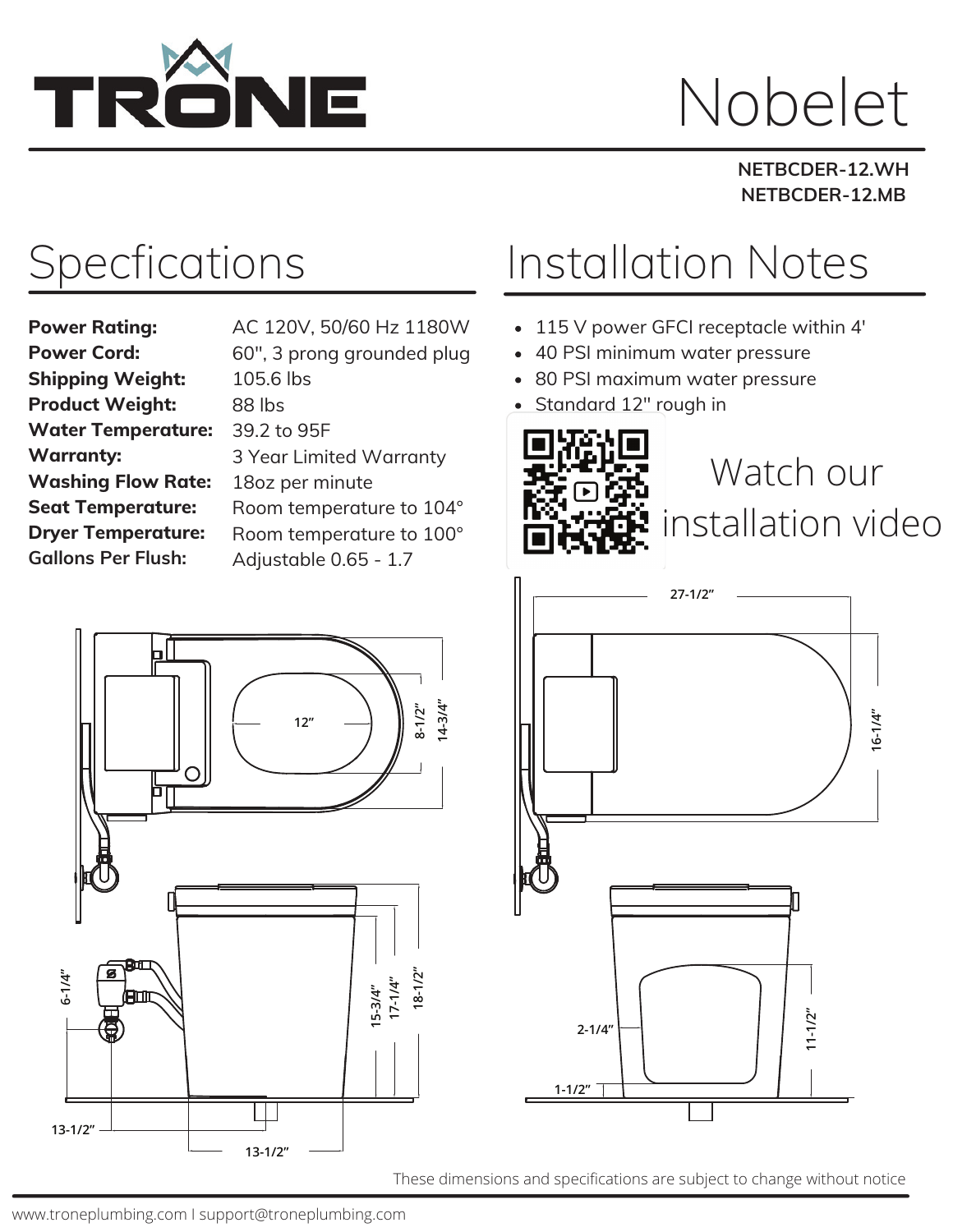# TRONE

# Nobelet

**NETBCDER-12.WH**
**NETBCDER-12.MB**

## Specfications

| | |
|---|---|
| **Power Rating:** | AC 120V, 50/60 Hz 1180W |
| **Power Cord:** | 60", 3 prong grounded plug |
| **Shipping Weight:** | 105.6 lbs |
| **Product Weight:** | 88 lbs |
| **Water Temperature:** | 39.2 to 95F |
| **Warranty:** | 3 Year Limited Warranty |
| **Washing Flow Rate:** | 18oz per minute |
| **Seat Temperature:** | Room temperature to 104° |
| **Dryer Temperature:** | Room temperature to 100° |
| **Gallons Per Flush:** | Adjustable 0.65 - 1.7 |

## Installation Notes

- 115 V power GFCI receptacle within 4'
- 40 PSI minimum water pressure
- 80 PSI maximum water pressure
- Standard 12" rough in

Watch our installation video

12"
8-1/2"
14-3/4"
27-1/2"
16-1/4"
6-1/4"
15-3/4"
17-1/4"
18-1/2"
13-1/2"
13-1/2"
2-1/4"
1-1/2"
11-1/2"

These dimensions and specifications are subject to change without notice

www.troneplumbing.com I support@troneplumbing.com